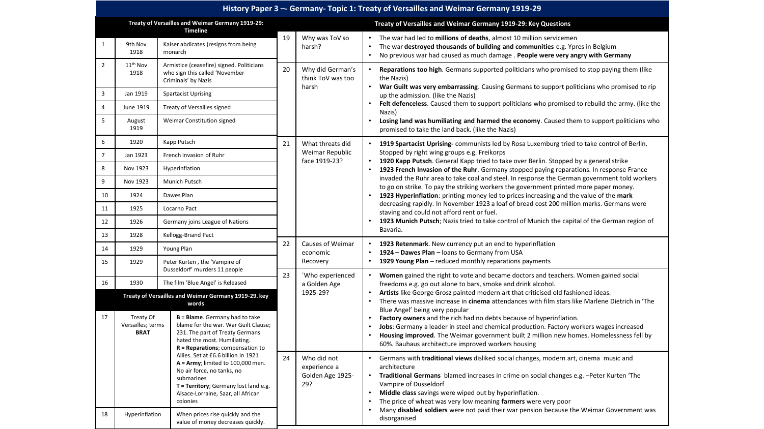# History Paper 3 –- Germany- Topic 1: Treaty of Versailles and Weimar Germany 1919-29

## Treaty of Versailles and Weimar Germany 1919-29: Timeline

| | | |
|---|---|---|
| 1 | 9th Nov 1918 | Kaiser abdicates (resigns from being monarch |
| 2 | 11th Nov 1918 | Armistice (ceasefire) signed. Politicians who sign this called 'November Criminals' by Nazis |
| 3 | Jan 1919 | Spartacist Uprising |
| 4 | June 1919 | Treaty of Versailles signed |
| 5 | August 1919 | Weimar Constitution signed |
| 6 | 1920 | Kapp Putsch |
| 7 | Jan 1923 | French invasion of Ruhr |
| 8 | Nov 1923 | Hyperinflation |
| 9 | Nov 1923 | Munich Putsch |
| 10 | 1924 | Dawes Plan |
| 11 | 1925 | Locarno Pact |
| 12 | 1926 | Germany joins League of Nations |
| 13 | 1928 | Kellogg-Briand Pact |
| 14 | 1929 | Young Plan |
| 15 | 1929 | Peter Kurten , the 'Vampire of Dusseldorf' murders 11 people |
| 16 | 1930 | The film 'Blue Angel' is Released |

## Treaty of Versailles and Weimar Germany 1919-29. key words

| | | |
|---|---|---|
| 17 | Treaty Of Versailles; terms **BRAT** | **B = Blame**. Germany had to take blame for the war. War Guilt Clause; 231. The part of Treaty Germans hated the most. Humiliating. **R = Reparations**; compensation to Allies. Set at £6.6 billion in 1921 **A = Army**; limited to 100,000 men. No air force, no tanks, no submarines **T = Territory**; Germany lost land e.g. Alsace-Lorraine, Saar, all African colonies |
| 18 | Hyperinflation | When prices rise quickly and the value of money decreases quickly. |

## Treaty of Versailles and Weimar Germany 1919-29: Key Questions

| | | |
|---|---|---|
| 19 | Why was ToV so harsh? | • The war had led to **millions of deaths**, almost 10 million servicemen<br>• The war **destroyed thousands of building and communities** e.g. Ypres in Belgium<br>• No previous war had caused as much damage . **People were very angry with Germany** |
| 20 | Why did German's think ToV was too harsh | • **Reparations too high**. Germans supported politicians who promised to stop paying them (like the Nazis)<br>• **War Guilt was very embarrassing**. Causing Germans to support politicians who promised to rip up the admission. (like the Nazis)<br>• **Felt defenceless**. Caused them to support politicians who promised to rebuild the army. (like the Nazis)<br>• **Losing land was humiliating and harmed the economy**. Caused them to support politicians who promised to take the land back. (like the Nazis) |
| 21 | What threats did Weimar Republic face 1919-23? | • **1919 Spartacist Uprising-** communists led by Rosa Luxemburg tried to take control of Berlin. Stopped by right wing groups e.g. Freikorps<br>• **1920 Kapp Putsch**. General Kapp tried to take over Berlin. Stopped by a general strike<br>• **1923 French Invasion of the Ruhr**. Germany stopped paying reparations. In response France invaded the Ruhr area to take coal and steel. In response the German government told workers to go on strike. To pay the striking workers the government printed more paper money.<br>• **1923 Hyperinflation**: printing money led to prices increasing and the value of the **mark** decreasing rapidly. In November 1923 a loaf of bread cost 200 million marks. Germans were staving and could not afford rent or fuel.<br>• **1923 Munich Putsch**; Nazis tried to take control of Munich the capital of the German region of Bavaria. |
| 22 | Causes of Weimar economic Recovery | • **1923 Retenmark**. New currency put an end to hyperinflation<br>• **1924 – Dawes Plan –** loans to Germany from USA<br>• **1929 Young Plan –** reduced monthly reparations payments |
| 23 | `Who experienced a Golden Age 1925-29? | • **Women** gained the right to vote and became doctors and teachers. Women gained social freedoms e.g. go out alone to bars, smoke and drink alcohol.<br>• **Artists** like George Grosz painted modern art that criticised old fashioned ideas.<br>• There was massive increase in **cinema** attendances with film stars like Marlene Dietrich in 'The Blue Angel' being very popular<br>• **Factory owners** and the rich had no debts because of hyperinflation.<br>• **Jobs**: Germany a leader in steel and chemical production. Factory workers wages increased<br>• **Housing improved**. The Weimar government built 2 million new homes. Homelessness fell by 60%. Bauhaus architecture improved workers housing |
| 24 | Who did not experience a Golden Age 1925-29? | • Germans with **traditional views** disliked social changes, modern art, cinema music and architecture<br>• **Traditional Germans** blamed increases in crime on social changes e.g. –Peter Kurten 'The Vampire of Dusseldorf<br>• **Middle class** savings were wiped out by hyperinflation.<br>• The price of wheat was very low meaning **farmers** were very poor<br>• Many **disabled soldiers** were not paid their war pension because the Weimar Government was disorganised |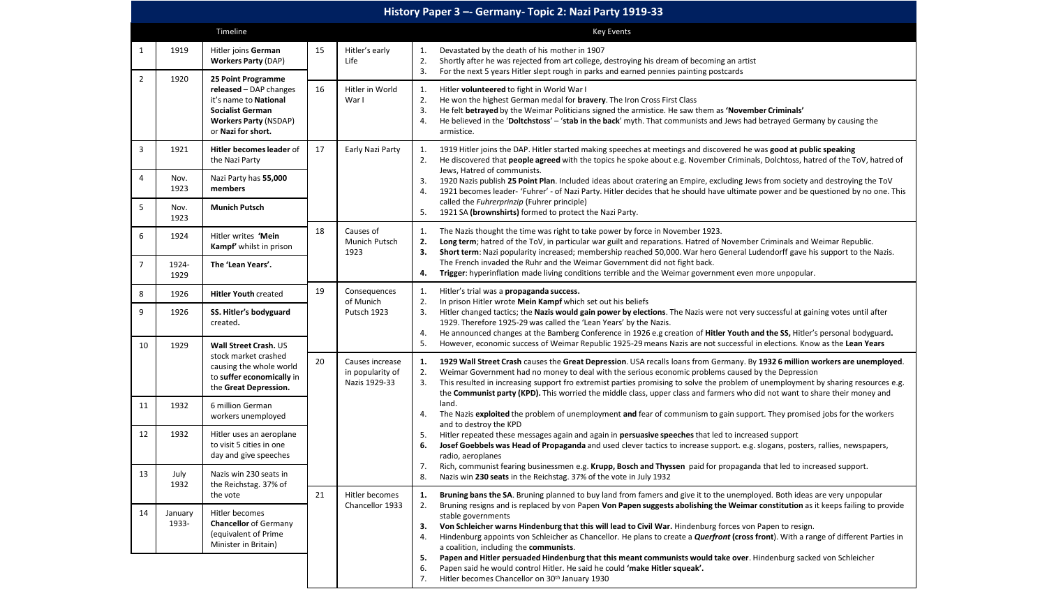# History Paper 3 –- Germany- Topic 2: Nazi Party 1919-33

## Timeline

| # | Date | Event |
|---|---|---|
| 1 | 1919 | Hitler joins **German Workers Party** (DAP) |
| 2 | 1920 | **25 Point Programme released** – DAP changes it's name to **National Socialist German Workers Party** (NSDAP) or **Nazi for short.** |
| 3 | 1921 | **Hitler becomes leader** of the Nazi Party |
| 4 | Nov. 1923 | Nazi Party has **55,000 members** |
| 5 | Nov. 1923 | **Munich Putsch** |
| 6 | 1924 | Hitler writes **'Mein Kampf'** whilst in prison |
| 7 | 1924-1929 | **The 'Lean Years'.** |
| 8 | 1926 | **Hitler Youth** created |
| 9 | 1926 | **SS. Hitler's bodyguard** created**.** |
| 10 | 1929 | **Wall Street Crash.** US stock market crashed causing the whole world to **suffer economically** in the **Great Depression.** |
| 11 | 1932 | 6 million German workers unemployed |
| 12 | 1932 | Hitler uses an aeroplane to visit 5 cities in one day and give speeches |
| 13 | July 1932 | Nazis win 230 seats in the Reichstag. 37% of the vote |
| 14 | January 1933- | Hitler becomes **Chancellor** of Germany (equivalent of Prime Minister in Britain) |

## Key Events

| # | Topic | Key Events |
|---|---|---|
| 15 | Hitler's early Life | 1. Devastated by the death of his mother in 1907<br>2. Shortly after he was rejected from art college, destroying his dream of becoming an artist<br>3. For the next 5 years Hitler slept rough in parks and earned pennies painting postcards |
| 16 | Hitler in World War I | 1. Hitler **volunteered** to fight in World War I<br>2. He won the highest German medal for **bravery**. The Iron Cross First Class<br>3. He felt **betrayed** by the Weimar Politicians signed the armistice. He saw them as **'November Criminals'**<br>4. He believed in the '**Doltchstoss**' – '**stab in the back**' myth. That communists and Jews had betrayed Germany by causing the armistice. |
| 17 | Early Nazi Party | 1. 1919 Hitler joins the DAP. Hitler started making speeches at meetings and discovered he was **good at public speaking**<br>2. He discovered that **people agreed** with the topics he spoke about e.g. November Criminals, Dolchtoss, hatred of the ToV, hatred of Jews, Hatred of communists.<br>3. 1920 Nazis publish **25 Point Plan**. Included ideas about cratering an Empire, excluding Jews from society and destroying the ToV<br>4. 1921 becomes leader- 'Fuhrer' - of Nazi Party. Hitler decides that he should have ultimate power and be questioned by no one. This called the *Fuhrerprinzip* (Fuhrer principle)<br>5. 1921 SA **(brownshirts)** formed to protect the Nazi Party. |
| 18 | Causes of Munich Putsch 1923 | 1. The Nazis thought the time was right to take power by force in November 1923.<br>**2. Long term**; hatred of the ToV, in particular war guilt and reparations. Hatred of November Criminals and Weimar Republic.<br>**3. Short term**: Nazi popularity increased; membership reached 50,000. War hero General Ludendorff gave his support to the Nazis. The French invaded the Ruhr and the Weimar Government did not fight back.<br>**4. Trigger**: hyperinflation made living conditions terrible and the Weimar government even more unpopular. |
| 19 | Consequences of Munich Putsch 1923 | 1. Hitler's trial was a **propaganda success.**<br>2. In prison Hitler wrote **Mein Kampf** which set out his beliefs<br>3. Hitler changed tactics; the **Nazis would gain power by elections**. The Nazis were not very successful at gaining votes until after 1929. Therefore 1925-29 was called the 'Lean Years' by the Nazis.<br>4. He announced changes at the Bamberg Conference in 1926 e.g creation of **Hitler Youth and the SS,** Hitler's personal bodyguard**.**<br>5. However, economic success of Weimar Republic 1925-29 means Nazis are not successful in elections. Know as the **Lean Years** |
| 20 | Causes increase in popularity of Nazis 1929-33 | **1. 1929 Wall Street Crash** causes the **Great Depression**. USA recalls loans from Germany. By **1932 6 million workers are unemployed**.<br>2. Weimar Government had no money to deal with the serious economic problems caused by the Depression<br>3. This resulted in increasing support fro extremist parties promising to solve the problem of unemployment by sharing resources e.g. the **Communist party (KPD).** This worried the middle class, upper class and farmers who did not want to share their money and land.<br>4. The Nazis **exploited** the problem of unemployment **and** fear of communism to gain support. They promised jobs for the workers and to destroy the KPD<br>5. Hitler repeated these messages again and again in **persuasive speeches** that led to increased support<br>**6. Josef Goebbels was Head of Propaganda** and used clever tactics to increase support. e.g. slogans, posters, rallies, newspapers, radio, aeroplanes<br>7. Rich, communist fearing businessmen e.g. **Krupp, Bosch and Thyssen** paid for propaganda that led to increased support.<br>8. Nazis win **230 seats** in the Reichstag. 37% of the vote in July 1932 |
| 21 | Hitler becomes Chancellor 1933 | **1. Bruning bans the SA**. Bruning planned to buy land from famers and give it to the unemployed. Both ideas are very unpopular<br>2. Bruning resigns and is replaced by von Papen **Von Papen suggests abolishing the Weimar constitution** as it keeps failing to provide stable governments<br>**3. Von Schleicher warns Hindenburg that this will lead to Civil War.** Hindenburg forces von Papen to resign.<br>4. Hindenburg appoints von Schleicher as Chancellor. He plans to create a ***Querfront*** **(cross front**). With a range of different Parties in a coalition, including the **communists**.<br>**5. Papen and Hitler persuaded Hindenburg that this meant communists would take over**. Hindenburg sacked von Schleicher<br>6. Papen said he would control Hitler. He said he could **'make Hitler squeak'.**<br>7. Hitler becomes Chancellor on 30th January 1930 |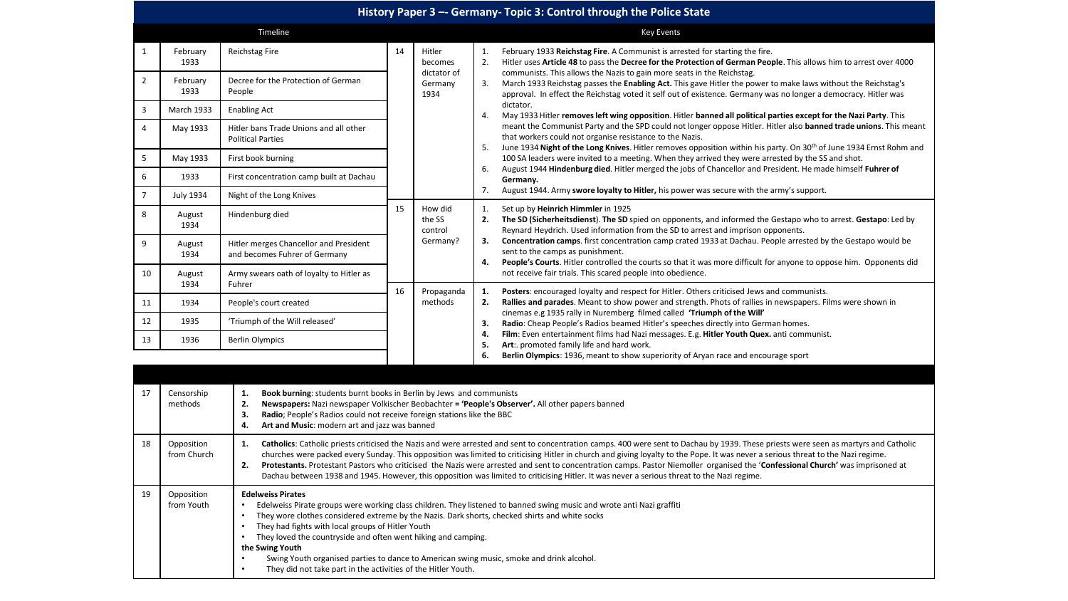# History Paper 3 –- Germany- Topic 3: Control through the Police State

## Timeline

| | Date | Event |
|---|---|---|
| 1 | February 1933 | Reichstag Fire |
| 2 | February 1933 | Decree for the Protection of German People |
| 3 | March 1933 | Enabling Act |
| 4 | May 1933 | Hitler bans Trade Unions and all other Political Parties |
| 5 | May 1933 | First book burning |
| 6 | 1933 | First concentration camp built at Dachau |
| 7 | July 1934 | Night of the Long Knives |
| 8 | August 1934 | Hindenburg died |
| 9 | August 1934 | Hitler merges Chancellor and President and becomes Fuhrer of Germany |
| 10 | August 1934 | Army swears oath of loyalty to Hitler as Fuhrer |
| 11 | 1934 | People's court created |
| 12 | 1935 | 'Triumph of the Will released' |
| 13 | 1936 | Berlin Olympics |

## Key Events

| | Topic | Details |
|---|---|---|
| 14 | Hitler becomes dictator of Germany 1934 | 1. February 1933 **Reichstag Fire**. A Communist is arrested for starting the fire.<br>2. Hitler uses **Article 48** to pass the **Decree for the Protection of German People**. This allows him to arrest over 4000 communists. This allows the Nazis to gain more seats in the Reichstag.<br>3. March 1933 Reichstag passes the **Enabling Act.** This gave Hitler the power to make laws without the Reichstag's approval. In effect the Reichstag voted it self out of existence. Germany was no longer a democracy. Hitler was dictator.<br>4. May 1933 Hitler **removes left wing opposition**. Hitler **banned all political parties except for the Nazi Party**. This meant the Communist Party and the SPD could not longer oppose Hitler. Hitler also **banned trade unions**. This meant that workers could not organise resistance to the Nazis.<br>5. June 1934 **Night of the Long Knives**. Hitler removes opposition within his party. On 30th of June 1934 Ernst Rohm and 100 SA leaders were invited to a meeting. When they arrived they were arrested by the SS and shot.<br>6. August 1944 **Hindenburg died**. Hitler merged the jobs of Chancellor and President. He made himself **Fuhrer of Germany.**<br>7. August 1944. Army **swore loyalty to Hitler,** his power was secure with the army's support. |
| 15 | How did the SS control Germany? | 1. Set up by **Heinrich Himmler** in 1925<br>2. **The SD (Sicherheitsdienst**). **The SD** spied on opponents, and informed the Gestapo who to arrest. **Gestapo**: Led by Reynard Heydrich. Used information from the SD to arrest and imprison opponents.<br>3. **Concentration camps**. first concentration camp crated 1933 at Dachau. People arrested by the Gestapo would be sent to the camps as punishment.<br>4. **People's Courts**. Hitler controlled the courts so that it was more difficult for anyone to oppose him. Opponents did not receive fair trials. This scared people into obedience. |
| 16 | Propaganda methods | 1. **Posters**: encouraged loyalty and respect for Hitler. Others criticised Jews and communists.<br>2. **Rallies and parades**. Meant to show power and strength. Phots of rallies in newspapers. Films were shown in cinemas e.g 1935 rally in Nuremberg filmed called **'Triumph of the Will'**<br>3. **Radio**: Cheap People's Radios beamed Hitler's speeches directly into German homes.<br>4. **Film**: Even entertainment films had Nazi messages. E.g. **Hitler Youth Quex.** anti communist.<br>5. **Art**:. promoted family life and hard work.<br>6. **Berlin Olympics**: 1936, meant to show superiority of Aryan race and encourage sport |

| | Topic | Details |
|---|---|---|
| 17 | Censorship methods | 1. **Book burning**: students burnt books in Berlin by Jews and communists<br>2. **Newspapers:** Nazi newspaper Volkischer Beobachter **= 'People's Observer'.** All other papers banned<br>3. **Radio**; People's Radios could not receive foreign stations like the BBC<br>4. **Art and Music**: modern art and jazz was banned |
| 18 | Opposition from Church | 1. **Catholics**: Catholic priests criticised the Nazis and were arrested and sent to concentration camps. 400 were sent to Dachau by 1939. These priests were seen as martyrs and Catholic churches were packed every Sunday. This opposition was limited to criticising Hitler in church and giving loyalty to the Pope. It was never a serious threat to the Nazi regime.<br>2. **Protestants.** Protestant Pastors who criticised the Nazis were arrested and sent to concentration camps. Pastor Niemoller organised the '**Confessional Church'** was imprisoned at Dachau between 1938 and 1945. However, this opposition was limited to criticising Hitler. It was never a serious threat to the Nazi regime. |
| 19 | Opposition from Youth | **Edelweiss Pirates**<br>• Edelweiss Pirate groups were working class children. They listened to banned swing music and wrote anti Nazi graffiti<br>• They wore clothes considered extreme by the Nazis. Dark shorts, checked shirts and white socks<br>• They had fights with local groups of Hitler Youth<br>• They loved the countryside and often went hiking and camping.<br>**the Swing Youth**<br>• Swing Youth organised parties to dance to American swing music, smoke and drink alcohol.<br>• They did not take part in the activities of the Hitler Youth. |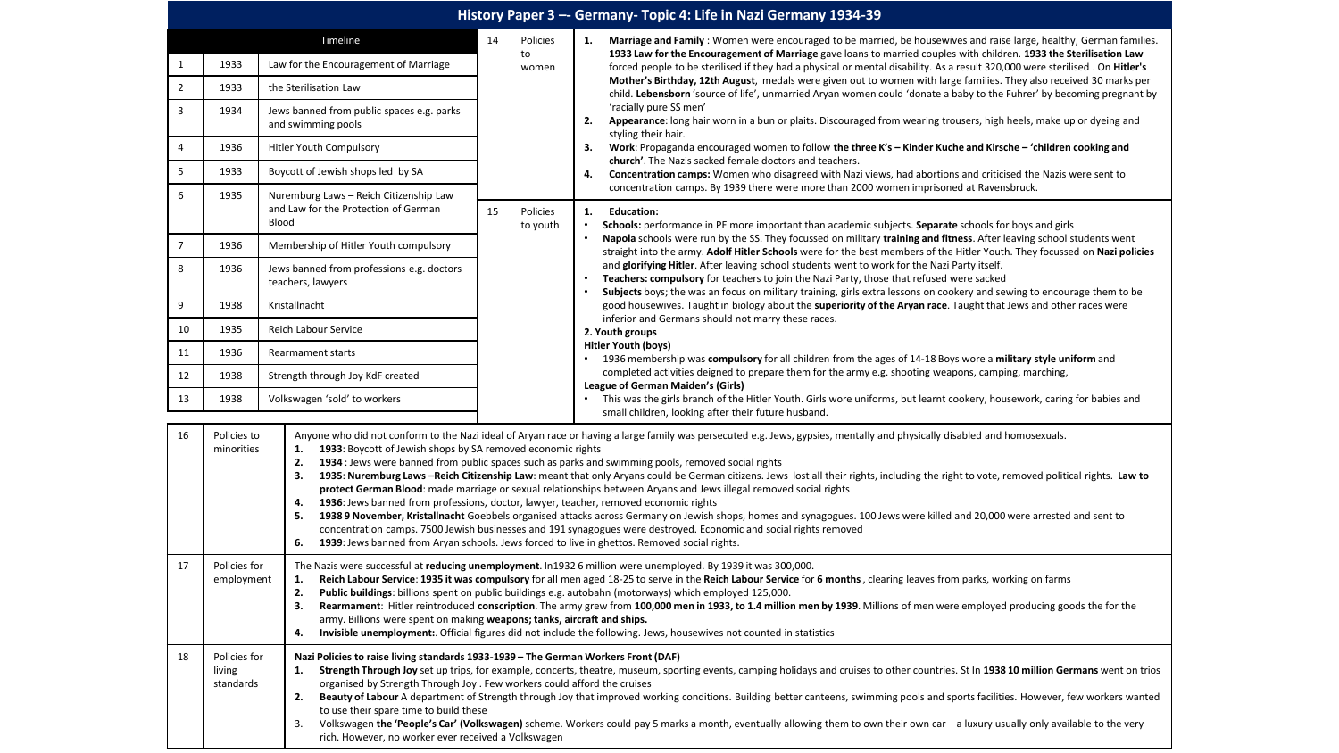# History Paper 3 –- Germany- Topic 4: Life in Nazi Germany 1934-39

| | Timeline | |
|---|---|---|
| 1 | 1933 | Law for the Encouragement of Marriage |
| 2 | 1933 | the Sterilisation Law |
| 3 | 1934 | Jews banned from public spaces e.g. parks and swimming pools |
| 4 | 1936 | Hitler Youth Compulsory |
| 5 | 1933 | Boycott of Jewish shops led by SA |
| 6 | 1935 | Nuremburg Laws – Reich Citizenship Law and Law for the Protection of German Blood |
| 7 | 1936 | Membership of Hitler Youth compulsory |
| 8 | 1936 | Jews banned from professions e.g. doctors teachers, lawyers |
| 9 | 1938 | Kristallnacht |
| 10 | 1935 | Reich Labour Service |
| 11 | 1936 | Rearmament starts |
| 12 | 1938 | Strength through Joy KdF created |
| 13 | 1938 | Volkswagen 'sold' to workers |

| | | |
|---|---|---|
| 14 | Policies to women | 1. **Marriage and Family** : Women were encouraged to be married, be housewives and raise large, healthy, German families. **1933 Law for the Encouragement of Marriage** gave loans to married couples with children. **1933 the Sterilisation Law** forced people to be sterilised if they had a physical or mental disability. As a result 320,000 were sterilised . On **Hitler's Mother's Birthday, 12th August**, medals were given out to women with large families. They also received 30 marks per child. **Lebensborn** 'source of life', unmarried Aryan women could 'donate a baby to the Fuhrer' by becoming pregnant by 'racially pure SS men'<br>2. **Appearance**: long hair worn in a bun or plaits. Discouraged from wearing trousers, high heels, make up or dyeing and styling their hair.<br>3. **Work**: Propaganda encouraged women to follow **the three K's – Kinder Kuche and Kirsche – 'children cooking and church'**. The Nazis sacked female doctors and teachers.<br>4. **Concentration camps:** Women who disagreed with Nazi views, had abortions and criticised the Nazis were sent to concentration camps. By 1939 there were more than 2000 women imprisoned at Ravensbruck. |
| 15 | Policies to youth | 1. **Education:**<br>• **Schools:** performance in PE more important than academic subjects. **Separate** schools for boys and girls<br>• **Napola** schools were run by the SS. They focussed on military **training and fitness**. After leaving school students went straight into the army. **Adolf Hitler Schools** were for the best members of the Hitler Youth. They focussed on **Nazi policies** and **glorifying Hitler**. After leaving school students went to work for the Nazi Party itself.<br>• **Teachers: compulsory** for teachers to join the Nazi Party, those that refused were sacked<br>• **Subjects** boys; the was an focus on military training, girls extra lessons on cookery and sewing to encourage them to be good housewives. Taught in biology about the **superiority of the Aryan race**. Taught that Jews and other races were inferior and Germans should not marry these races.<br>**2. Youth groups**<br>**Hitler Youth (boys)**<br>• 1936 membership was **compulsory** for all children from the ages of 14-18 Boys wore a **military style uniform** and completed activities deigned to prepare them for the army e.g. shooting weapons, camping, marching,<br>**League of German Maiden's (Girls)**<br>• This was the girls branch of the Hitler Youth. Girls wore uniforms, but learnt cookery, housework, caring for babies and small children, looking after their future husband. |

| | | |
|---|---|---|
| 16 | Policies to minorities | Anyone who did not conform to the Nazi ideal of Aryan race or having a large family was persecuted e.g. Jews, gypsies, mentally and physically disabled and homosexuals.<br>1. **1933**: Boycott of Jewish shops by SA removed economic rights<br>2. **1934** : Jews were banned from public spaces such as parks and swimming pools, removed social rights<br>3. **1935**: **Nuremburg Laws –Reich Citizenship Law**: meant that only Aryans could be German citizens. Jews lost all their rights, including the right to vote, removed political rights. **Law to protect German Blood**: made marriage or sexual relationships between Aryans and Jews illegal removed social rights<br>4. **1936**: Jews banned from professions, doctor, lawyer, teacher, removed economic rights<br>5. **1938 9 November, Kristallnacht** Goebbels organised attacks across Germany on Jewish shops, homes and synagogues. 100 Jews were killed and 20,000 were arrested and sent to concentration camps. 7500 Jewish businesses and 191 synagogues were destroyed. Economic and social rights removed<br>6. **1939**: Jews banned from Aryan schools. Jews forced to live in ghettos. Removed social rights. |
| 17 | Policies for employment | The Nazis were successful at **reducing unemployment**. In1932 6 million were unemployed. By 1939 it was 300,000.<br>1. **Reich Labour Service**: **1935 it was compulsory** for all men aged 18-25 to serve in the **Reich Labour Service** for **6 months** , clearing leaves from parks, working on farms<br>2. **Public buildings**: billions spent on public buildings e.g. autobahn (motorways) which employed 125,000.<br>3. **Rearmament**: Hitler reintroduced **conscription**. The army grew from **100,000 men in 1933, to 1.4 million men by 1939**. Millions of men were employed producing goods the for the army. Billions were spent on making **weapons; tanks, aircraft and ships.**<br>4. **Invisible unemployment:**. Official figures did not include the following. Jews, housewives not counted in statistics |
| 18 | Policies for living standards | **Nazi Policies to raise living standards 1933-1939 – The German Workers Front (DAF)**<br>1. **Strength Through Joy** set up trips, for example, concerts, theatre, museum, sporting events, camping holidays and cruises to other countries. St In **1938 10 million Germans** went on trios organised by Strength Through Joy . Few workers could afford the cruises<br>2. **Beauty of Labour** A department of Strength through Joy that improved working conditions. Building better canteens, swimming pools and sports facilities. However, few workers wanted to use their spare time to build these<br>3. Volkswagen **the 'People's Car' (Volkswagen)** scheme. Workers could pay 5 marks a month, eventually allowing them to own their own car – a luxury usually only available to the very rich. However, no worker ever received a Volkswagen |